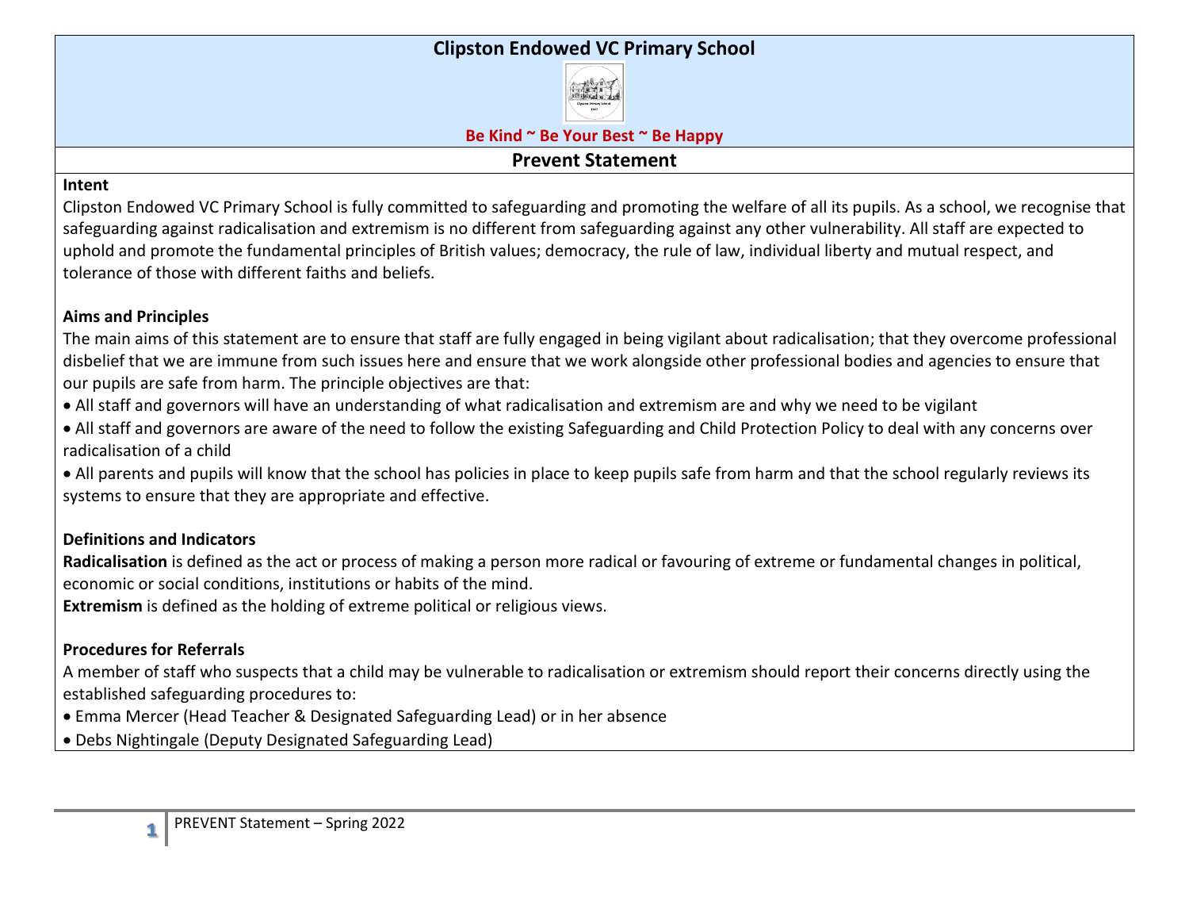# Clipston Endowed VC Primary School

**Be Kind ~ Be Your Best ~ Be Happy**

## Prevent Statement

### Intent

Clipston Endowed VC Primary School is fully committed to safeguarding and promoting the welfare of all its pupils. As a school, we recognise that safeguarding against radicalisation and extremism is no different from safeguarding against any other vulnerability. All staff are expected to uphold and promote the fundamental principles of British values; democracy, the rule of law, individual liberty and mutual respect, and tolerance of those with different faiths and beliefs.

### Aims and Principles

The main aims of this statement are to ensure that staff are fully engaged in being vigilant about radicalisation; that they overcome professional disbelief that we are immune from such issues here and ensure that we work alongside other professional bodies and agencies to ensure that our pupils are safe from harm. The principle objectives are that:

- All staff and governors will have an understanding of what radicalisation and extremism are and why we need to be vigilant
- All staff and governors are aware of the need to follow the existing Safeguarding and Child Protection Policy to deal with any concerns over radicalisation of a child
- All parents and pupils will know that the school has policies in place to keep pupils safe from harm and that the school regularly reviews its systems to ensure that they are appropriate and effective.

### Definitions and Indicators

**Radicalisation** is defined as the act or process of making a person more radical or favouring of extreme or fundamental changes in political, economic or social conditions, institutions or habits of the mind.

**Extremism** is defined as the holding of extreme political or religious views.

### Procedures for Referrals

A member of staff who suspects that a child may be vulnerable to radicalisation or extremism should report their concerns directly using the established safeguarding procedures to:

- Emma Mercer (Head Teacher & Designated Safeguarding Lead) or in her absence
- Debs Nightingale (Deputy Designated Safeguarding Lead)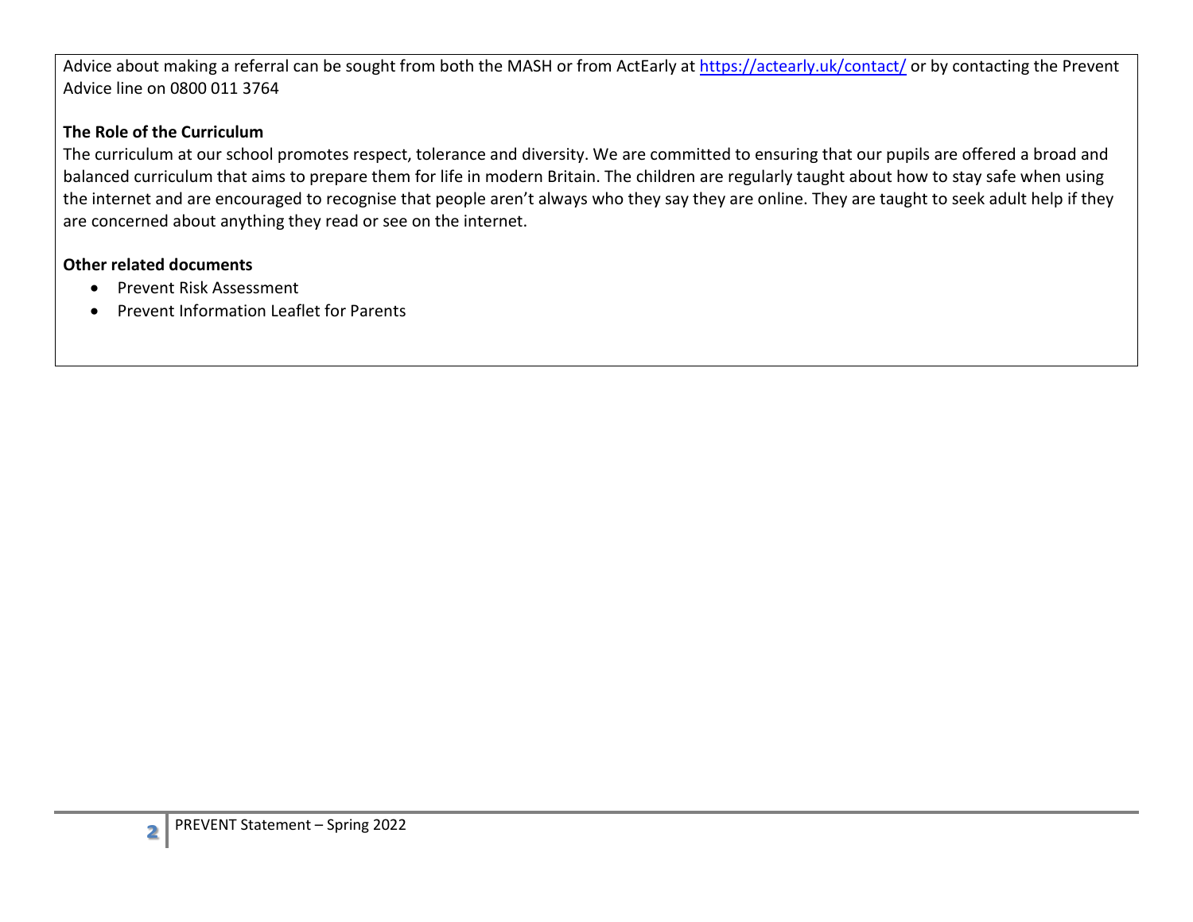Advice about making a referral can be sought from both the MASH or from ActEarly at https://actearly.uk/contact/ or by contacting the Prevent Advice line on 0800 011 3764

**The Role of the Curriculum**

The curriculum at our school promotes respect, tolerance and diversity. We are committed to ensuring that our pupils are offered a broad and balanced curriculum that aims to prepare them for life in modern Britain. The children are regularly taught about how to stay safe when using the internet and are encouraged to recognise that people aren't always who they say they are online. They are taught to seek adult help if they are concerned about anything they read or see on the internet.

**Other related documents**

- Prevent Risk Assessment
- Prevent Information Leaflet for Parents